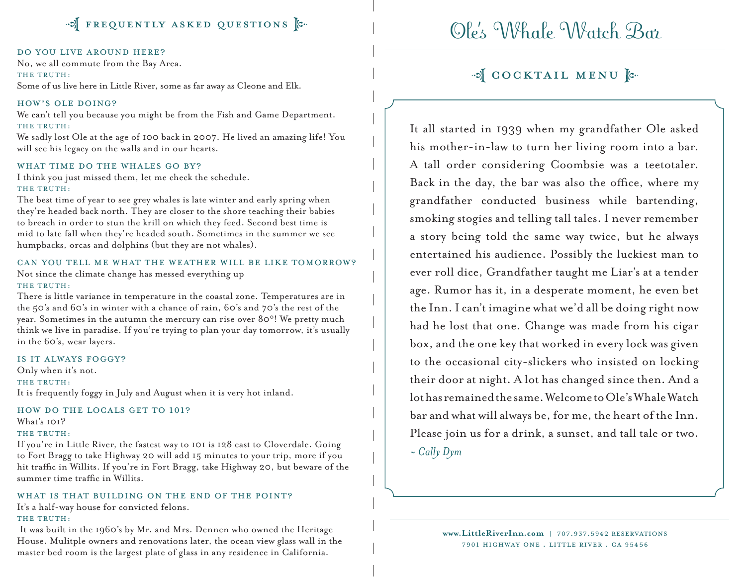## Frequently Asked Questions

**DO YOU LIVE AROUND HERE?**

No, we all commute from the Bay Area.

THE TRUTH:

Some of us live here in Little River, some as far away as Cleone and Elk.

**HOW'S OLE DOING?**

We can't tell you because you might be from the Fish and Game Department.

THE TRUTH:

We sadly lost Ole at the age of 100 back in 2007. He lived an amazing life! You will see his legacy on the walls and in our hearts.

**WHAT TIME DO THE WHALES GO BY?**

I think you just missed them, let me check the schedule.

THE TRUTH:

The best time of year to see grey whales is late winter and early spring when they're headed back north. They are closer to the shore teaching their babies to breach in order to stun the krill on which they feed. Second best time is mid to late fall when they're headed south. Sometimes in the summer we see humpbacks, orcas and dolphins (but they are not whales).

**CAN YOU TELL ME WHAT THE WEATHER WILL BE LIKE TOMORROW?**

Not since the climate change has messed everything up

THE TRUTH:

There is little variance in temperature in the coastal zone. Temperatures are in the 50's and 60's in winter with a chance of rain, 60's and 70's the rest of the year. Sometimes in the autumn the mercury can rise over 80°! We pretty much think we live in paradise. If you're trying to plan your day tomorrow, it's usually in the 60's, wear layers.

**IS IT ALWAYS FOGGY?**

Only when it's not.

THE TRUTH:

It is frequently foggy in July and August when it is very hot inland.

**HOW DO THE LOCALS GET TO 101?**

What's 101?

THE TRUTH:

If you're in Little River, the fastest way to 101 is 128 east to Cloverdale. Going to Fort Bragg to take Highway 20 will add 15 minutes to your trip, more if you hit traffic in Willits. If you're in Fort Bragg, take Highway 20, but beware of the summer time traffic in Willits.

**WHAT IS THAT BUILDING ON THE END OF THE POINT?**

It's a half-way house for convicted felons.

THE TRUTH:

It was built in the 1960's by Mr. and Mrs. Dennen who owned the Heritage House. Mulitple owners and renovations later, the ocean view glass wall in the master bed room is the largest plate of glass in any residence in California.

# Ole's Whale Watch Bar

## Cocktail Menu

It all started in 1939 when my grandfather Ole asked his mother-in-law to turn her living room into a bar. A tall order considering Coombsie was a teetotaler. Back in the day, the bar was also the office, where my grandfather conducted business while bartending, smoking stogies and telling tall tales. I never remember a story being told the same way twice, but he always entertained his audience. Possibly the luckiest man to ever roll dice, Grandfather taught me Liar's at a tender age. Rumor has it, in a desperate moment, he even bet the Inn. I can't imagine what we'd all be doing right now had he lost that one. Change was made from his cigar box, and the one key that worked in every lock was given to the occasional city-slickers who insisted on locking their door at night. A lot has changed since then. And a lot has remained the same. Welcome to Ole's Whale Watch bar and what will always be, for me, the heart of the Inn. Please join us for a drink, a sunset, and tall tale or two.

*~ Cally Dym*

**www.LittleRiverInn.com** | 707.937.5942 RESERVATIONS
7901 HIGHWAY ONE . LITTLE RIVER . CA 95456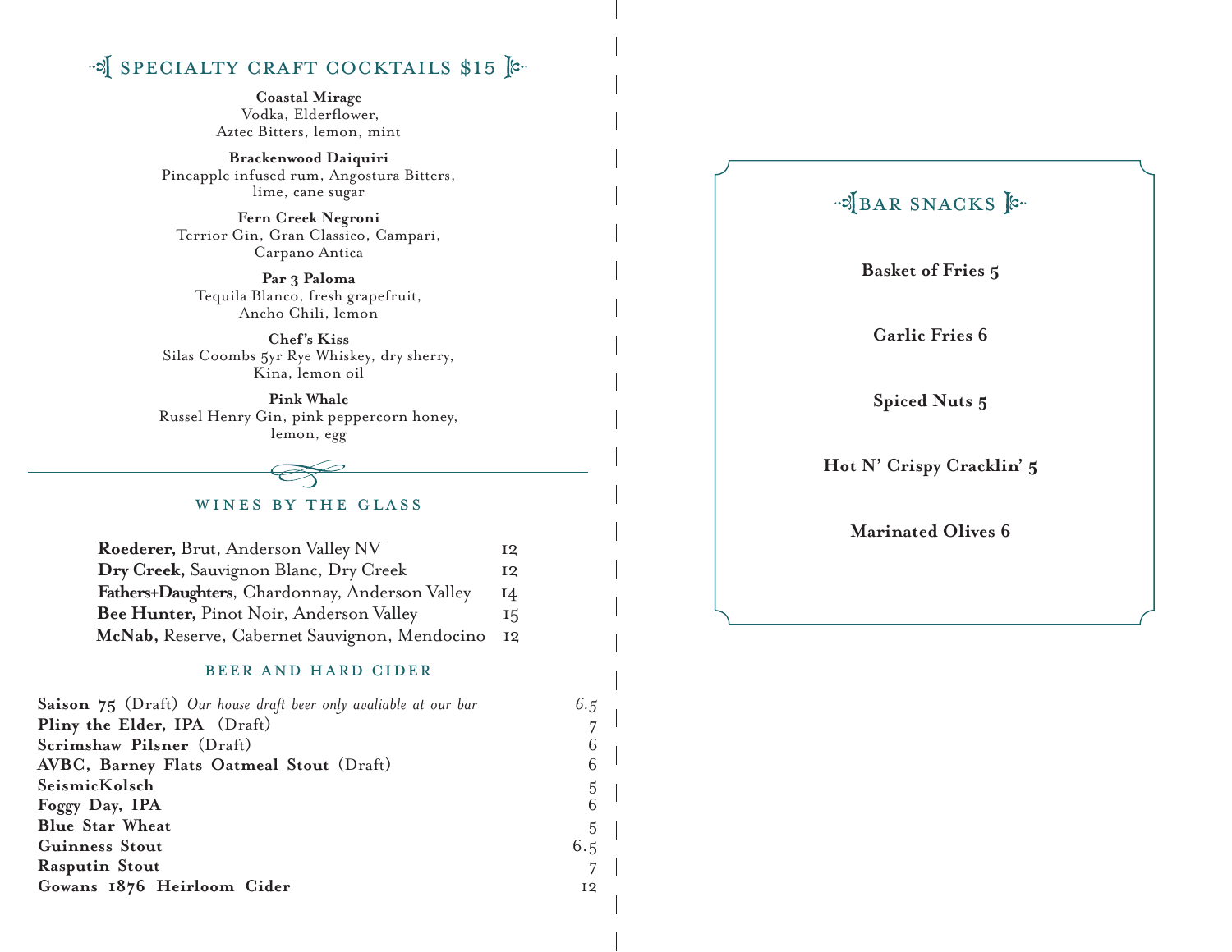## SPECIALTY CRAFT COCKTAILS $15

**Coastal Mirage**
Vodka, Elderflower,
Aztec Bitters, lemon, mint

**Brackenwood Daiquiri**
Pineapple infused rum, Angostura Bitters,
lime, cane sugar

**Fern Creek Negroni**
Terrior Gin, Gran Classico, Campari,
Carpano Antica

**Par 3 Paloma**
Tequila Blanco, fresh grapefruit,
Ancho Chili, lemon

**Chef's Kiss**
Silas Coombs 5yr Rye Whiskey, dry sherry,
Kina, lemon oil

**Pink Whale**
Russel Henry Gin, pink peppercorn honey,
lemon, egg

## WINES BY THE GLASS

| | |
|---|---|
| **Roederer,** Brut, Anderson Valley NV | 12 |
| **Dry Creek,** Sauvignon Blanc, Dry Creek | 12 |
| **Fathers+Daughters**, Chardonnay, Anderson Valley | 14 |
| **Bee Hunter,** Pinot Noir, Anderson Valley | 15 |
| **McNab,** Reserve, Cabernet Sauvignon, Mendocino | 12 |

## BEER AND HARD CIDER

| | |
|---|---|
| **Saison 75** (Draft) *Our house draft beer only avaliable at our bar* | *6.5* |
| **Pliny the Elder, IPA** (Draft) | 7 |
| **Scrimshaw Pilsner** (Draft) | 6 |
| **AVBC, Barney Flats Oatmeal Stout** (Draft) | 6 |
| **SeismicKolsch** | 5 |
| **Foggy Day, IPA** | 6 |
| **Blue Star Wheat** | 5 |
| **Guinness Stout** | 6.5 |
| **Rasputin Stout** | 7 |
| **Gowans 1876 Heirloom Cider** | 12 |

## BAR SNACKS

**Basket of Fries 5**

**Garlic Fries 6**

**Spiced Nuts 5**

**Hot N' Crispy Cracklin' 5**

**Marinated Olives 6**